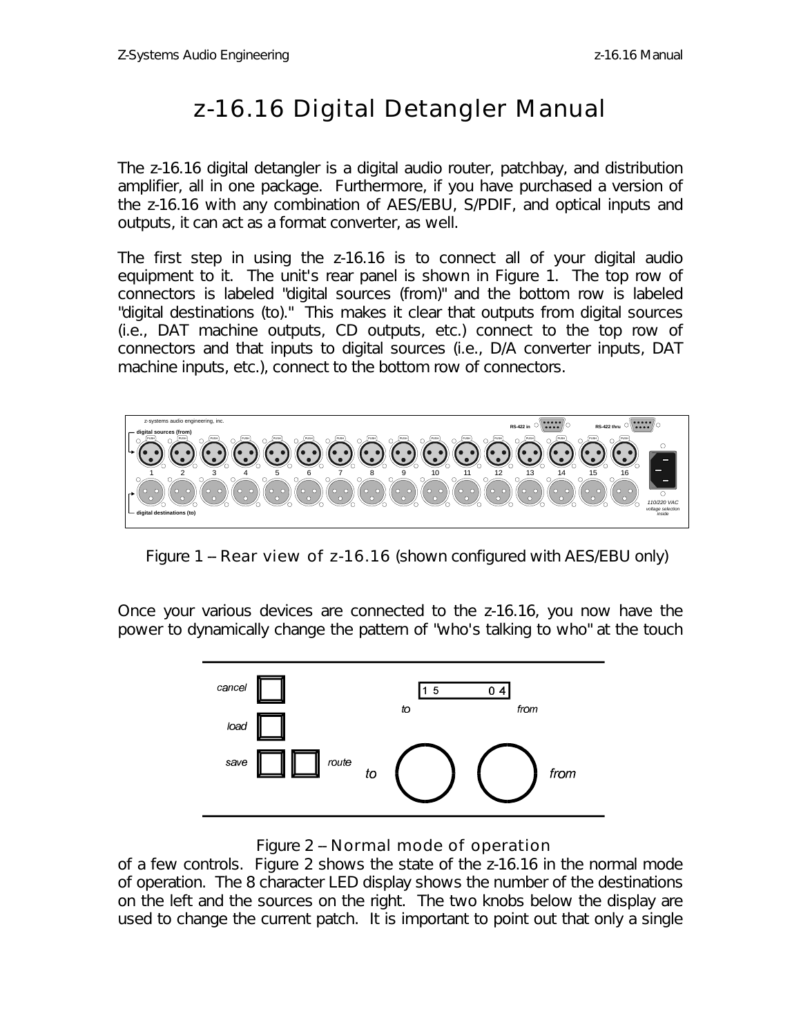# z-16.16 Digital Detangler Manual

The z-16.16 digital detangler is a digital audio router, patchbay, and distribution amplifier, all in one package. Furthermore, if you have purchased a version of the z-16.16 with any combination of AES/EBU, S/PDIF, and optical inputs and outputs, it can act as a format converter, as well.

The first step in using the z-16.16 is to connect all of your digital audio equipment to it. The unit's rear panel is shown in Figure 1. The top row of connectors is labeled "digital sources (from)" and the bottom row is labeled "digital destinations (to)." This makes it clear that outputs from digital sources (i.e., DAT machine outputs, CD outputs, etc.) connect to the top row of connectors and that inputs to digital sources (i.e., D/A converter inputs, DAT machine inputs, etc.), connect to the bottom row of connectors.

Figure 1 – Rear view of z-16.16 (shown configured with AES/EBU only)

Once your various devices are connected to the z-16.16, you now have the power to dynamically change the pattern of "who's talking to who" at the touch of a few controls. Figure 2 shows the state of the z-16.16 in the normal mode of operation. The 8 character LED display shows the number of the destinations on the left and the sources on the right. The two knobs below the display are used to change the current patch. It is important to point out that only a single

Figure 2 – Normal mode of operation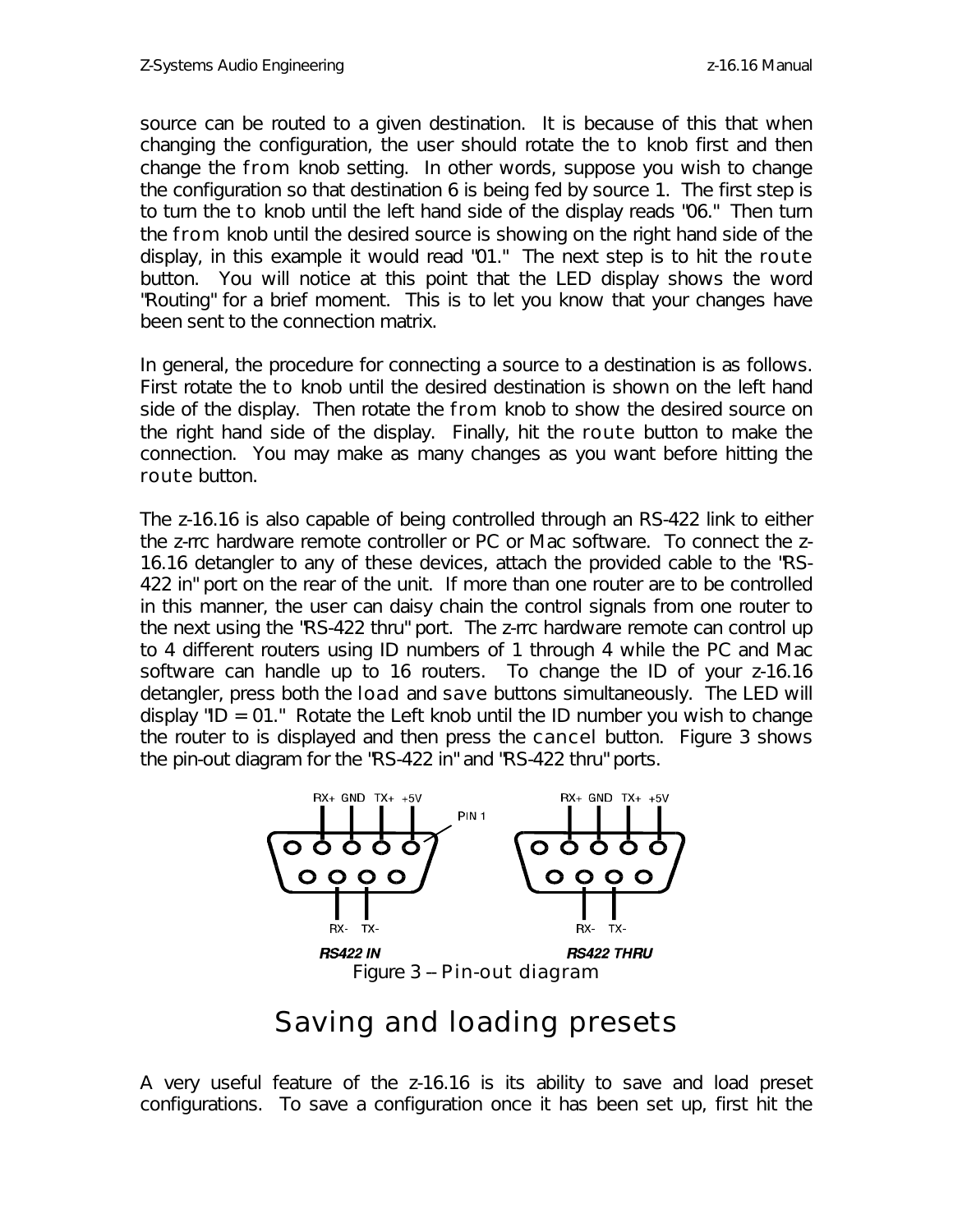source can be routed to a given destination. It is because of this that when changing the configuration, the user should rotate the to knob first and then change the from knob setting. In other words, suppose you wish to change the configuration so that destination 6 is being fed by source 1. The first step is to turn the to knob until the left hand side of the display reads "06." Then turn the from knob until the desired source is showing on the right hand side of the display, in this example it would read "01." The next step is to hit the route button. You will notice at this point that the LED display shows the word "Routing" for a brief moment. This is to let you know that your changes have been sent to the connection matrix.

In general, the procedure for connecting a source to a destination is as follows. First rotate the to knob until the desired destination is shown on the left hand side of the display. Then rotate the from knob to show the desired source on the right hand side of the display. Finally, hit the route button to make the connection. You may make as many changes as you want before hitting the route button.

The z-16.16 is also capable of being controlled through an RS-422 link to either the z-rrc hardware remote controller or PC or Mac software. To connect the z-16.16 detangler to any of these devices, attach the provided cable to the "RS-422 in" port on the rear of the unit. If more than one router are to be controlled in this manner, the user can daisy chain the control signals from one router to the next using the "RS-422 thru" port. The z-rrc hardware remote can control up to 4 different routers using ID numbers of 1 through 4 while the PC and Mac software can handle up to 16 routers. To change the ID of your z-16.16 detangler, press both the load and save buttons simultaneously. The LED will display "ID = 01." Rotate the Left knob until the ID number you wish to change the router to is displayed and then press the cancel button. Figure 3 shows the pin-out diagram for the "RS-422 in" and "RS-422 thru" ports.

RX+ GND TX+ +5V PIN 1 RX+ GND TX+ +5V

RX- TX- RX- TX-

RS422 IN RS422 THRU

Figure 3 – Pin-out diagram

# Saving and loading presets

A very useful feature of the z-16.16 is its ability to save and load preset configurations. To save a configuration once it has been set up, first hit the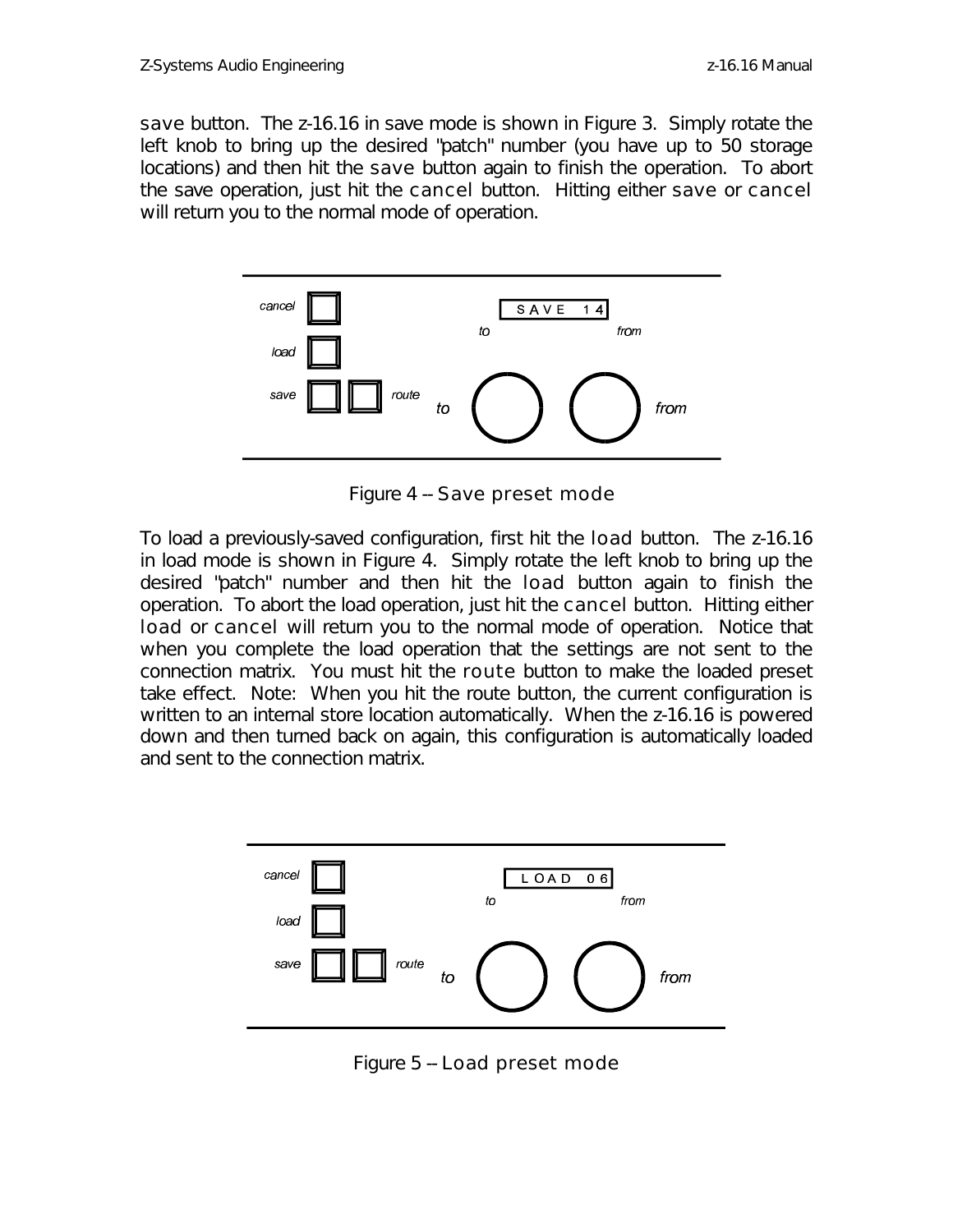save button. The z-16.16 in save mode is shown in Figure 3. Simply rotate the left knob to bring up the desired "patch" number (you have up to 50 storage locations) and then hit the save button again to finish the operation. To abort the save operation, just hit the cancel button. Hitting either save or cancel will return you to the normal mode of operation.

Figure 4 -- Save preset mode

To load a previously-saved configuration, first hit the load button. The z-16.16 in load mode is shown in Figure 4. Simply rotate the left knob to bring up the desired "patch" number and then hit the load button again to finish the operation. To abort the load operation, just hit the cancel button. Hitting either load or cancel will return you to the normal mode of operation. Notice that when you complete the load operation that the settings are not sent to the connection matrix. You must hit the route button to make the loaded preset take effect. Note: When you hit the route button, the current configuration is written to an internal store location automatically. When the z-16.16 is powered down and then turned back on again, this configuration is automatically loaded and sent to the connection matrix.

Figure 5 -- Load preset mode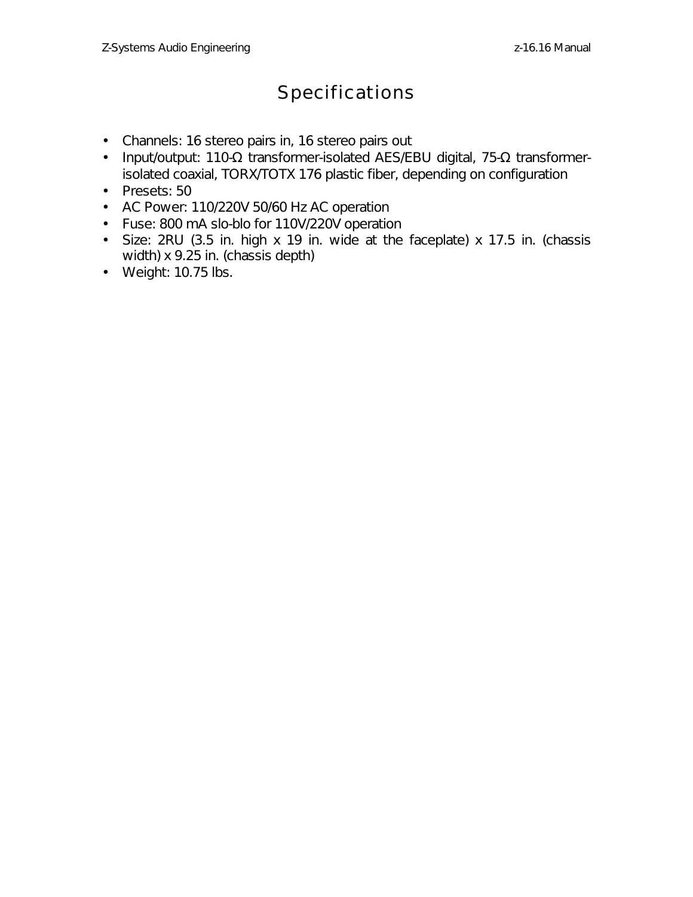# Specifications

- Channels: 16 stereo pairs in, 16 stereo pairs out
- Input/output: 110-Ω transformer-isolated AES/EBU digital, 75-Ω transformer-isolated coaxial, TORX/TOTX 176 plastic fiber, depending on configuration
- Presets: 50
- AC Power: 110/220V 50/60 Hz AC operation
- Fuse: 800 mA slo-blo for 110V/220V operation
- Size: 2RU (3.5 in. high x 19 in. wide at the faceplate) x 17.5 in. (chassis width) x 9.25 in. (chassis depth)
- Weight: 10.75 lbs.